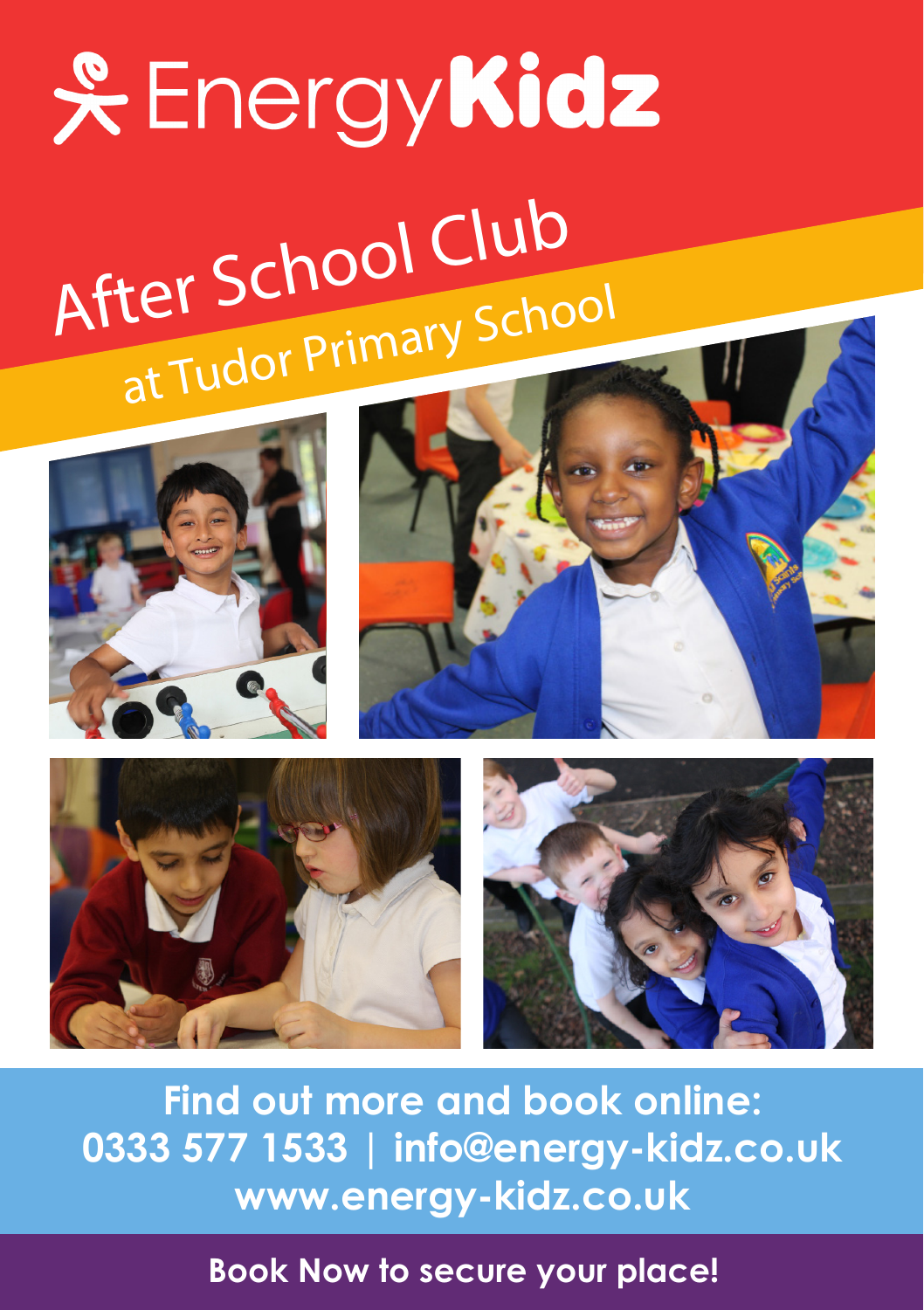# EnergyKidz

## After School Club

### at Tudor Primary School

**Find out more and book online:**
**0333 577 1533 | info@energy-kidz.co.uk**
**www.energy-kidz.co.uk**

**Book Now to secure your place!**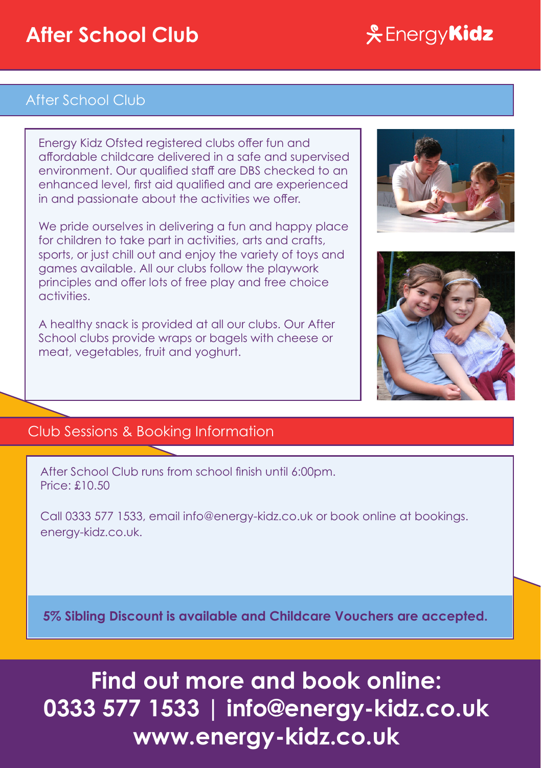# After School Club

EnergyKidz

## After School Club

Energy Kidz Ofsted registered clubs offer fun and affordable childcare delivered in a safe and supervised environment. Our qualified staff are DBS checked to an enhanced level, first aid qualified and are experienced in and passionate about the activities we offer.

We pride ourselves in delivering a fun and happy place for children to take part in activities, arts and crafts, sports, or just chill out and enjoy the variety of toys and games available. All our clubs follow the playwork principles and offer lots of free play and free choice activities.

A healthy snack is provided at all our clubs. Our After School clubs provide wraps or bagels with cheese or meat, vegetables, fruit and yoghurt.

## Club Sessions & Booking Information

After School Club runs from school finish until 6:00pm.
Price: £10.50

Call 0333 577 1533, email info@energy-kidz.co.uk or book online at bookings.energy-kidz.co.uk.

**5% Sibling Discount is available and Childcare Vouchers are accepted.**

**Find out more and book online:**
**0333 577 1533 | info@energy-kidz.co.uk**
**www.energy-kidz.co.uk**